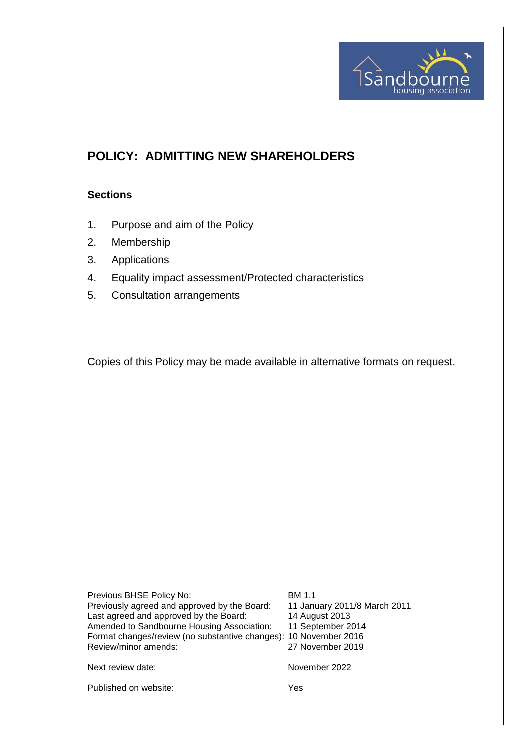# POLICY: ADMITTING NEW SHAREHOLDERS

### Sections

1. Purpose and aim of the Policy
2. Membership
3. Applications
4. Equality impact assessment/Protected characteristics
5. Consultation arrangements

Copies of this Policy may be made available in alternative formats on request.

| | |
|---|---|
| Previous BHSE Policy No: | BM 1.1 |
| Previously agreed and approved by the Board: | 11 January 2011/8 March 2011 |
| Last agreed and approved by the Board: | 14 August 2013 |
| Amended to Sandbourne Housing Association: | 11 September 2014 |
| Format changes/review (no substantive changes): | 10 November 2016 |
| Review/minor amends: | 27 November 2019 |
| Next review date: | November 2022 |
| Published on website: | Yes |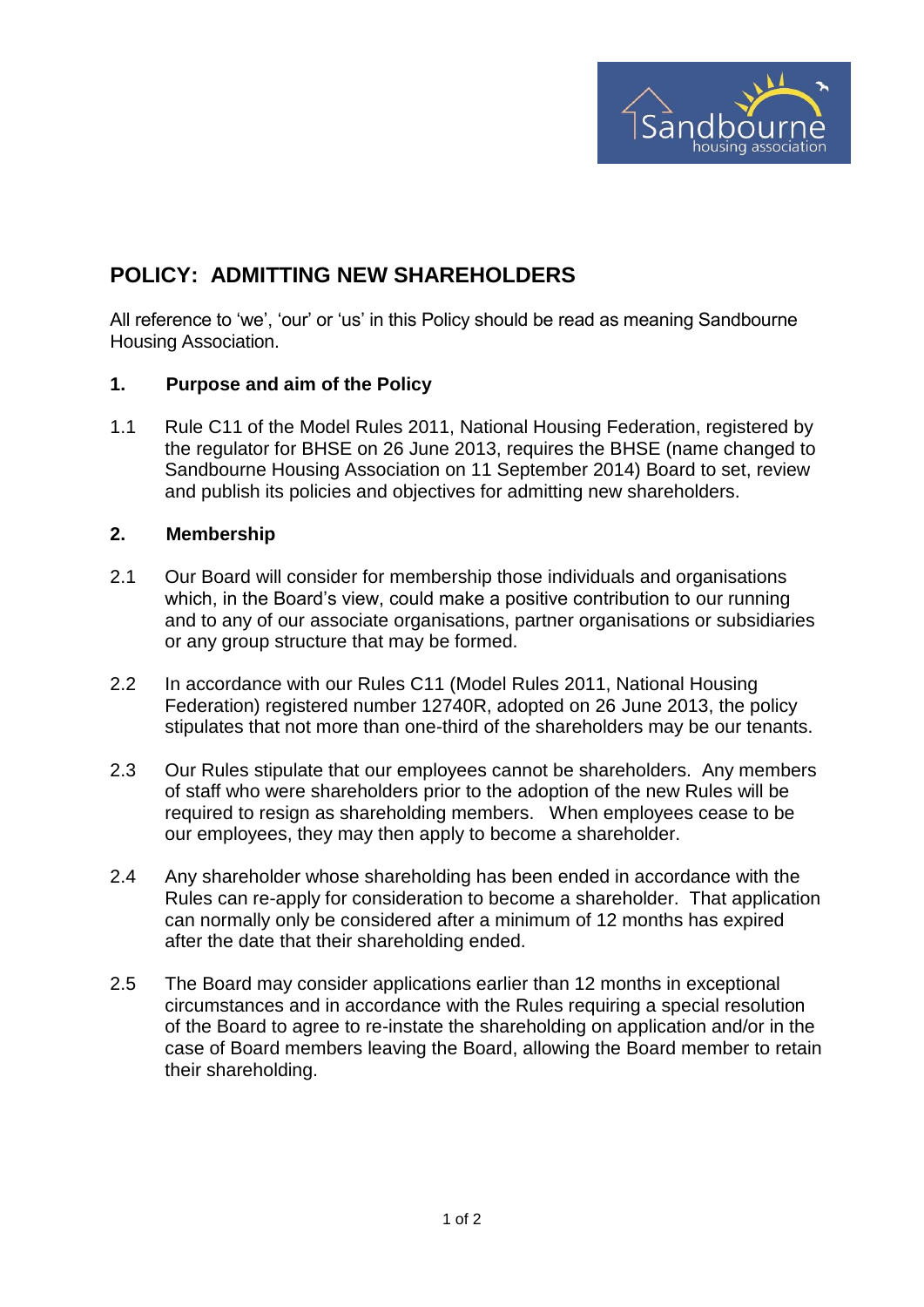# POLICY: ADMITTING NEW SHAREHOLDERS

All reference to 'we', 'our' or 'us' in this Policy should be read as meaning Sandbourne Housing Association.

## 1. Purpose and aim of the Policy

1.1 Rule C11 of the Model Rules 2011, National Housing Federation, registered by the regulator for BHSE on 26 June 2013, requires the BHSE (name changed to Sandbourne Housing Association on 11 September 2014) Board to set, review and publish its policies and objectives for admitting new shareholders.

## 2. Membership

2.1 Our Board will consider for membership those individuals and organisations which, in the Board's view, could make a positive contribution to our running and to any of our associate organisations, partner organisations or subsidiaries or any group structure that may be formed.

2.2 In accordance with our Rules C11 (Model Rules 2011, National Housing Federation) registered number 12740R, adopted on 26 June 2013, the policy stipulates that not more than one-third of the shareholders may be our tenants.

2.3 Our Rules stipulate that our employees cannot be shareholders. Any members of staff who were shareholders prior to the adoption of the new Rules will be required to resign as shareholding members. When employees cease to be our employees, they may then apply to become a shareholder.

2.4 Any shareholder whose shareholding has been ended in accordance with the Rules can re-apply for consideration to become a shareholder. That application can normally only be considered after a minimum of 12 months has expired after the date that their shareholding ended.

2.5 The Board may consider applications earlier than 12 months in exceptional circumstances and in accordance with the Rules requiring a special resolution of the Board to agree to re-instate the shareholding on application and/or in the case of Board members leaving the Board, allowing the Board member to retain their shareholding.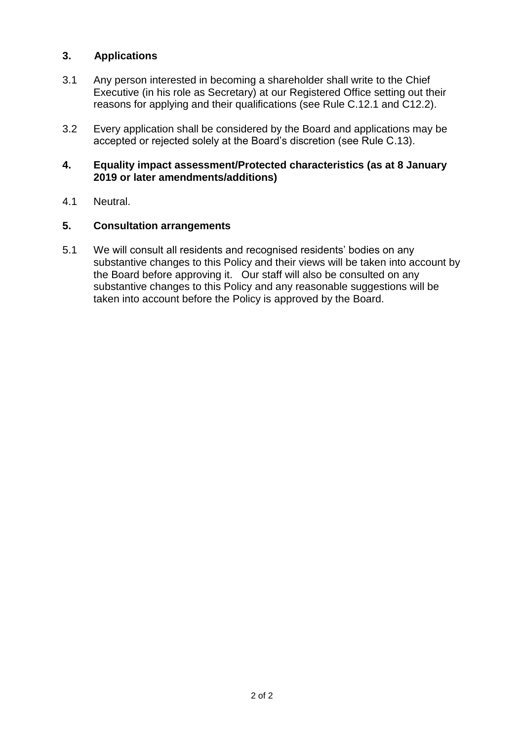## 3. Applications

3.1 Any person interested in becoming a shareholder shall write to the Chief Executive (in his role as Secretary) at our Registered Office setting out their reasons for applying and their qualifications (see Rule C.12.1 and C12.2).

3.2 Every application shall be considered by the Board and applications may be accepted or rejected solely at the Board's discretion (see Rule C.13).

## 4. Equality impact assessment/Protected characteristics (as at 8 January 2019 or later amendments/additions)

4.1 Neutral.

## 5. Consultation arrangements

5.1 We will consult all residents and recognised residents' bodies on any substantive changes to this Policy and their views will be taken into account by the Board before approving it. Our staff will also be consulted on any substantive changes to this Policy and any reasonable suggestions will be taken into account before the Policy is approved by the Board.